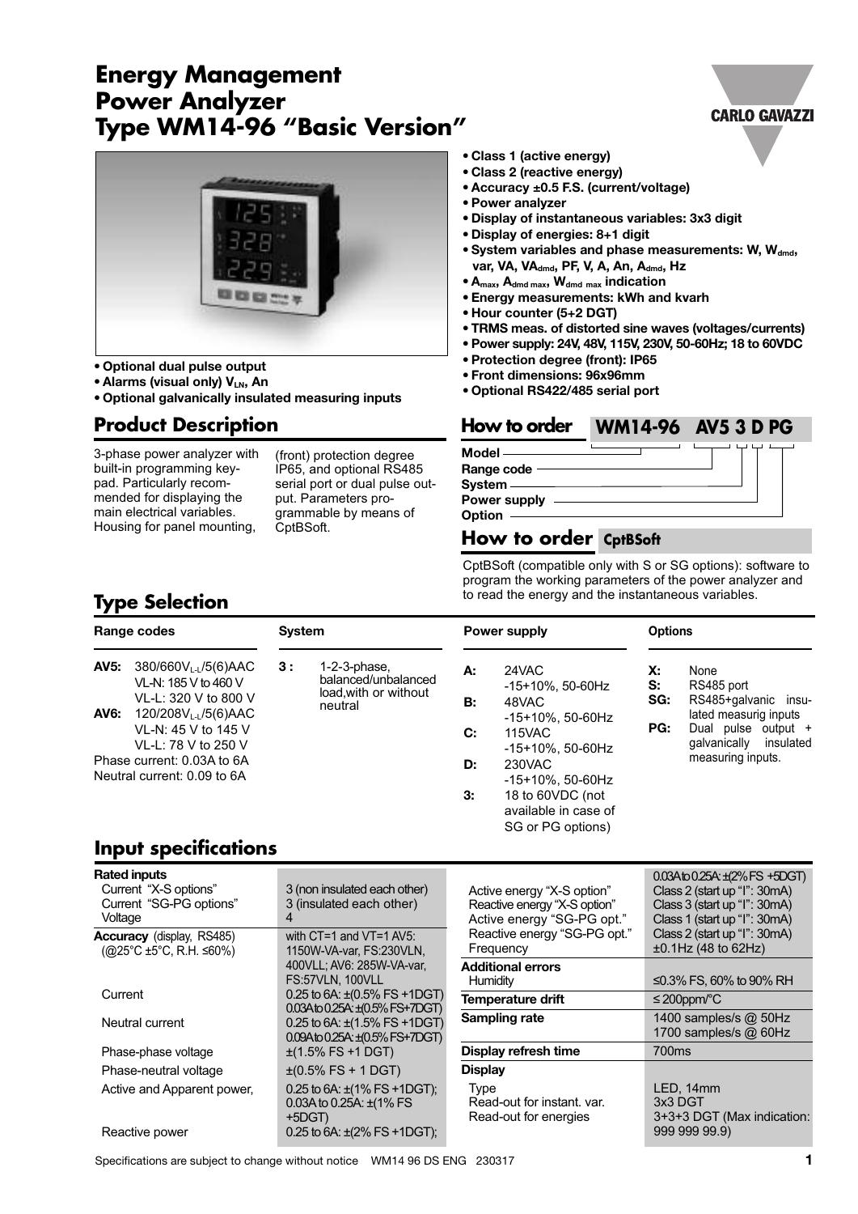# Energy Management Power Analyzer Type WM14-96 "Basic Version"

- Class 1 (active energy)
- Class 2 (reactive energy)
- Accuracy ±0.5 F.S. (current/voltage)
- Power analyzer
- Display of instantaneous variables: 3x3 digit
- Display of energies: 8+1 digit
- System variables and phase measurements: W, $W_{dmd}$, var, VA, $VA_{dmd}$, PF, V, A, An, $A_{dmd}$, Hz
- $A_{max}$, $A_{dmd\ max}$, $W_{dmd\ max}$ indication
- Energy measurements: kWh and kvarh
- Hour counter (5+2 DGT)
- TRMS meas. of distorted sine waves (voltages/currents)
- Power supply: 24V, 48V, 115V, 230V, 50-60Hz; 18 to 60VDC
- Protection degree (front): IP65
- Front dimensions: 96x96mm
- Optional RS422/485 serial port
- Optional dual pulse output
- Alarms (visual only) $V_{LN}$, An
- Optional galvanically insulated measuring inputs

## Product Description

3-phase power analyzer with built-in programming keypad. Particularly recommended for displaying the main electrical variables. Housing for panel mounting, (front) protection degree IP65, and optional RS485 serial port or dual pulse output. Parameters programmable by means of CptBSoft.

## How to order WM14-96 AV5 3 D PG

- Model
- Range code
- System
- Power supply
- Option

## How to order CptBSoft

CptBSoft (compatible only with S or SG options): software to program the working parameters of the power analyzer and to read the energy and the instantaneous variables.

## Type Selection

**Range codes**

- **AV5:** $380/660V_{L-L}/5(6)AAC$; VL-N: 185 V to 460 V; VL-L: 320 V to 800 V
- **AV6:** $120/208V_{L-L}/5(6)AAC$; VL-N: 45 V to 145 V; VL-L: 78 V to 250 V

Phase current: 0.03A to 6A
Neutral current: 0.09 to 6A

**System**

- **3 :** 1-2-3-phase, balanced/unbalanced load, with or without neutral

**Power supply**

- **A:** 24VAC -15+10%, 50-60Hz
- **B:** 48VAC -15+10%, 50-60Hz
- **C:** 115VAC -15+10%, 50-60Hz
- **D:** 230VAC -15+10%, 50-60Hz
- **3:** 18 to 60VDC (not available in case of SG or PG options)

**Options**

- **X:** None
- **S:** RS485 port
- **SG:** RS485+galvanic insulated measurig inputs
- **PG:** Dual pulse output + galvanically insulated measuring inputs.

## Input specifications

| | |
|---|---|
| **Rated inputs** | |
| Current "X-S options" | 3 (non insulated each other) |
| Current "SG-PG options" | 3 (insulated each other) |
| Voltage | 4 |
| **Accuracy** (display, RS485) (@25°C ±5°C, R.H. ≤60%) | with CT=1 and VT=1 AV5: 1150W-VA-var, FS:230VLN, 400VLL; AV6: 285W-VA-var, FS:57VLN, 100VLL |
| Current | 0.25 to 6A: ±(0.5% FS +1DGT) 0.03A to 0.25A: ±(0.5% FS+7DGT) |
| Neutral current | 0.25 to 6A: ±(1.5% FS +1DGT) 0.09A to 0.25A: ±(0.5% FS+7DGT) |
| Phase-phase voltage | ±(1.5% FS +1 DGT) |
| Phase-neutral voltage | ±(0.5% FS + 1 DGT) |
| Active and Apparent power, | 0.25 to 6A: ±(1% FS +1DGT); 0.03A to 0.25A: ±(1% FS +5DGT) |
| Reactive power | 0.25 to 6A: ±(2% FS +1DGT); 0.03A to 0.25A: ±(2% FS +5DGT) |
| Active energy "X-S option" | Class 2 (start up "I": 30mA) |
| Reactive energy "X-S option" | Class 3 (start up "I": 30mA) |
| Active energy "SG-PG opt." | Class 1 (start up "I": 30mA) |
| Reactive energy "SG-PG opt." | Class 2 (start up "I": 30mA) |
| Frequency | ±0.1Hz (48 to 62Hz) |
| **Additional errors** | |
| Humidity | ≤0.3% FS, 60% to 90% RH |
| **Temperature drift** | ≤ 200ppm/°C |
| **Sampling rate** | 1400 samples/s @ 50Hz 1700 samples/s @ 60Hz |
| **Display refresh time** | 700ms |
| **Display** | |
| Type | LED, 14mm |
| Read-out for instant. var. | 3x3 DGT |
| Read-out for energies | 3+3+3 DGT (Max indication: 999 999 99.9) |

Specifications are subject to change without notice WM14 96 DS ENG 230317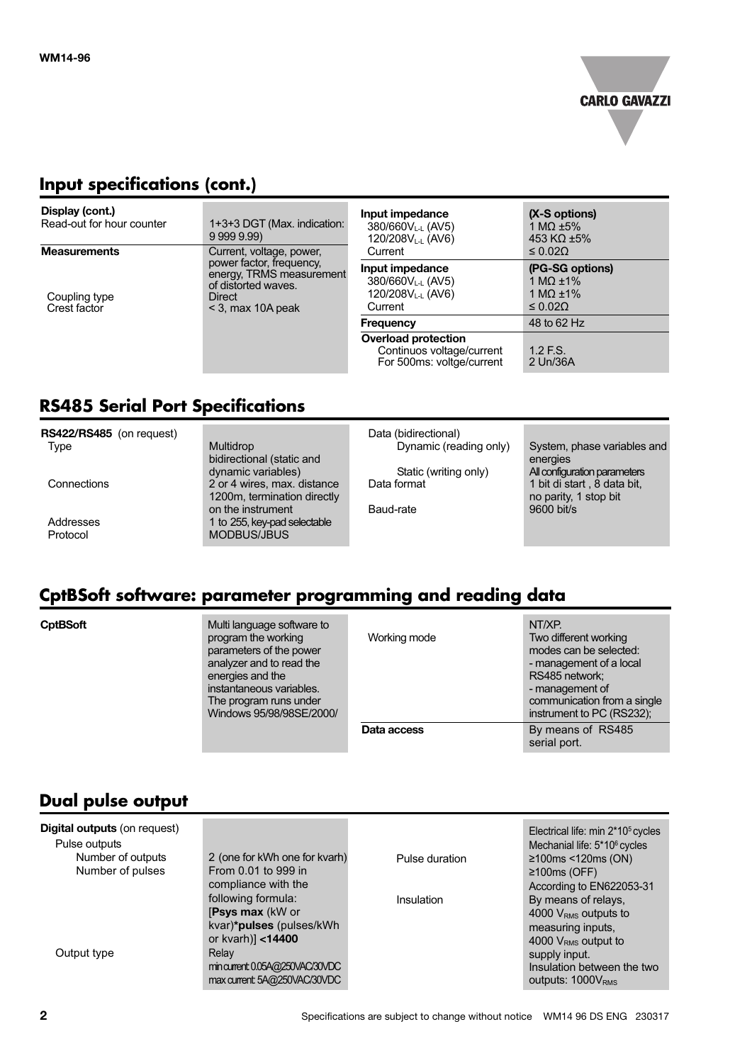## Input specifications (cont.)

| | |
|---|---|
| **Display (cont.)** | |
| Read-out for hour counter | 1+3+3 DGT (Max. indication: 9 999 9.99) |
| **Measurements** | Current, voltage, power, power factor, frequency, energy, TRMS measurement of distorted waves. |
| Coupling type | Direct |
| Crest factor | < 3, max 10A peak |
| **Input impedance** | **(X-S options)** |
| 380/660$V_{L-L}$ (AV5) | 1 MΩ ±5% |
| 120/208$V_{L-L}$ (AV6) | 453 KΩ ±5% |
| Current | ≤ 0.02Ω |
| **Input impedance** | **(PG-SG options)** |
| 380/660$V_{L-L}$ (AV5) | 1 MΩ ±1% |
| 120/208$V_{L-L}$ (AV6) | 1 MΩ ±1% |
| Current | ≤ 0.02Ω |
| **Frequency** | 48 to 62 Hz |
| **Overload protection** | |
| Continuos voltage/current | 1.2 F.S. |
| For 500ms: voltge/current | 2 Un/36A |

## RS485 Serial Port Specifications

| | |
|---|---|
| **RS422/RS485** (on request) | |
| Type | Multidrop bidirectional (static and dynamic variables) |
| Connections | 2 or 4 wires, max. distance 1200m, termination directly on the instrument |
| Addresses | 1 to 255, key-pad selectable |
| Protocol | MODBUS/JBUS |
| Data (bidirectional) | |
| Dynamic (reading only) | System, phase variables and energies |
| Static (writing only) | All configuration parameters |
| Data format | 1 bit di start , 8 data bit, no parity, 1 stop bit |
| Baud-rate | 9600 bit/s |

## CptBSoft software: parameter programming and reading data

| | |
|---|---|
| **CptBSoft** | Multi language software to program the working parameters of the power analyzer and to read the energies and the instantaneous variables. The program runs under Windows 95/98/98SE/2000/ NT/XP. |
| Working mode | Two different working modes can be selected: - management of a local RS485 network; - management of communication from a single instrument to PC (RS232); |
| **Data access** | By means of RS485 serial port. |

## Dual pulse output

| | |
|---|---|
| **Digital outputs** (on request) | |
| Pulse outputs | |
| Number of outputs | 2 (one for kWh one for kvarh) |
| Number of pulses | From 0.01 to 999 in compliance with the following formula: [**Psys max** (kW or kvar)***pulses** (pulses/kWh or kvarh)] **<14400** |
| Output type | Relay min current: 0.05A@250VAC/30VDC max current: 5A@250VAC/30VDC |
| | Electrical life: min 2*$10^5$ cycles Mechanial life: 5*$10^6$ cycles |
| Pulse duration | ≥100ms <120ms (ON) ≥100ms (OFF) According to EN622053-31 |
| Insulation | By means of relays, 4000 $V_{RMS}$ outputs to measuring inputs, 4000 $V_{RMS}$ output to supply input. Insulation between the two outputs: 1000$V_{RMS}$ |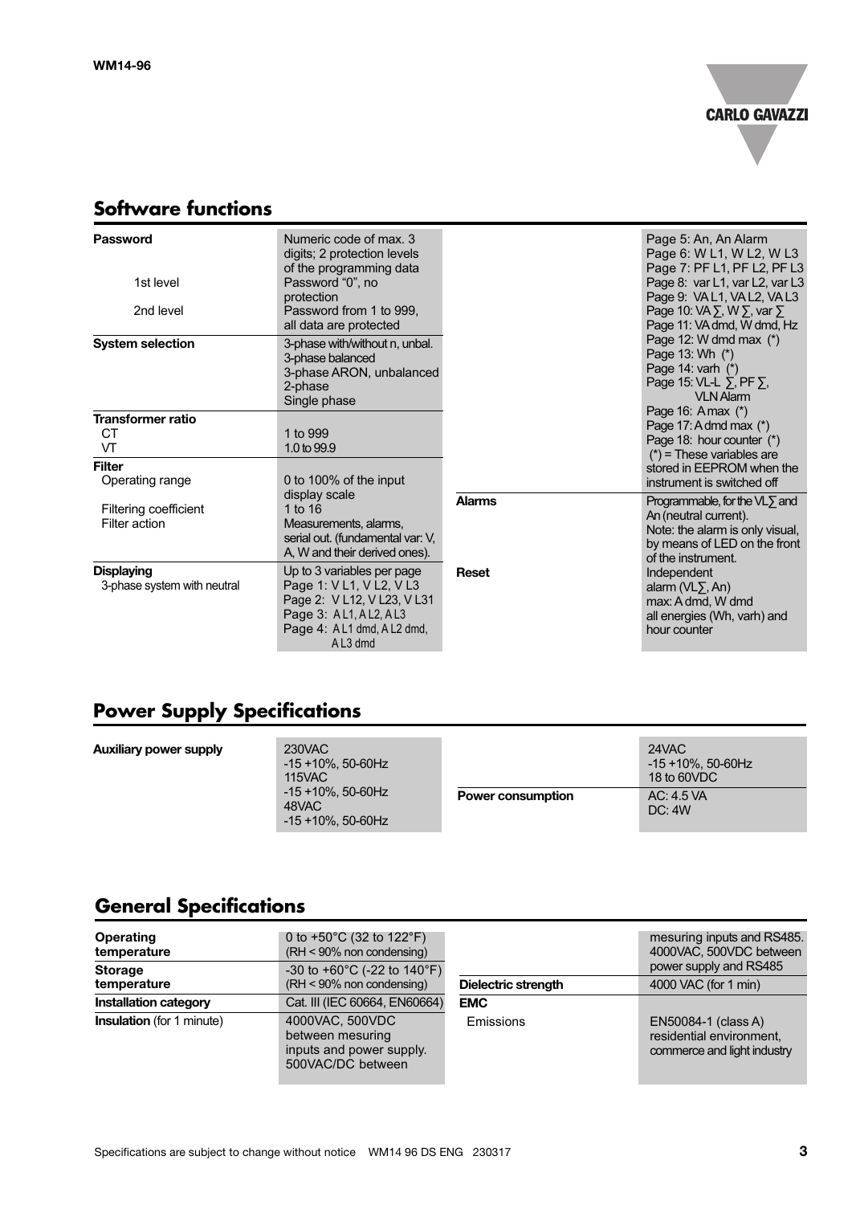## Software functions

| | |
|---|---|
| **Password** | Numeric code of max. 3 digits; 2 protection levels of the programming data |
| 1st level | Password "0", no protection |
| 2nd level | Password from 1 to 999, all data are protected |
| **System selection** | 3-phase with/without n, unbal. 3-phase balanced 3-phase ARON, unbalanced 2-phase Single phase |
| **Transformer ratio** | |
| CT | 1 to 999 |
| VT | 1.0 to 99.9 |
| **Filter** | |
| Operating range | 0 to 100% of the input display scale |
| Filtering coefficient | 1 to 16 |
| Filter action | Measurements, alarms, serial out. (fundamental var: V, A, W and their derived ones). |
| **Displaying** | Up to 3 variables per page |
| 3-phase system with neutral | Page 1: V L1, V L2, V L3 Page 2: V L12, V L23, V L31 Page 3: A L1, A L2, A L3 Page 4: A L1 dmd, A L2 dmd, A L3 dmd Page 5: An, An Alarm Page 6: W L1, W L2, W L3 Page 7: PF L1, PF L2, PF L3 Page 8: var L1, var L2, var L3 Page 9: VA L1, VA L2, VA L3 Page 10: VA ∑, W ∑, var ∑ Page 11: VA dmd, W dmd, Hz Page 12: W dmd max (*) Page 13: Wh (*) Page 14: varh (*) Page 15: VL-L ∑, PF ∑, VLN Alarm Page 16: A max (*) Page 17: A dmd max (*) Page 18: hour counter (*) (*) = These variables are stored in EEPROM when the instrument is switched off |
| **Alarms** | Programmable, for the VL∑ and An (neutral current). Note: the alarm is only visual, by means of LED on the front of the instrument. |
| **Reset** | Independent alarm (VL∑, An) max: A dmd, W dmd all energies (Wh, varh) and hour counter |

## Power Supply Specifications

| | |
|---|---|
| **Auxiliary power supply** | 230VAC -15 +10%, 50-60Hz 115VAC -15 +10%, 50-60Hz 48VAC -15 +10%, 50-60Hz 24VAC -15 +10%, 50-60Hz 18 to 60VDC |
| **Power consumption** | AC: 4.5 VA DC: 4W |

## General Specifications

| | |
|---|---|
| **Operating temperature** | 0 to +50°C (32 to 122°F) (RH < 90% non condensing) |
| **Storage temperature** | -30 to +60°C (-22 to 140°F) (RH < 90% non condensing) |
| **Installation category** | Cat. III (IEC 60664, EN60664) |
| **Insulation** (for 1 minute) | 4000VAC, 500VDC between mesuring inputs and power supply. 500VAC/DC between mesuring inputs and RS485. 4000VAC, 500VDC between power supply and RS485 |
| **Dielectric strength** | 4000 VAC (for 1 min) |
| **EMC** | |
| Emissions | EN50084-1 (class A) residential environment, commerce and light industry |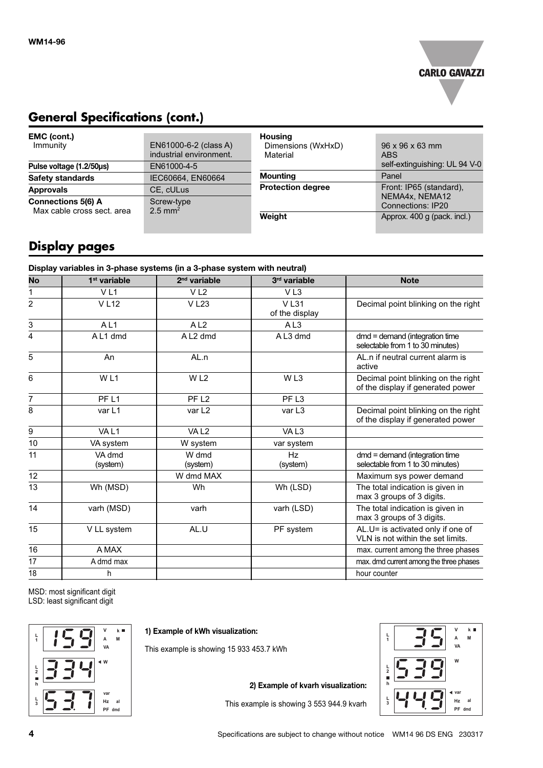## General Specifications (cont.)

| | |
|---|---|
| **EMC (cont.)** Immunity | EN61000-6-2 (class A) industrial environment. |
| **Pulse voltage (1.2/50µs)** | EN61000-4-5 |
| **Safety standards** | IEC60664, EN60664 |
| **Approvals** | CE, cULus |
| **Connections 5(6) A** Max cable cross sect. area | Screw-type 2.5 mm[2] |

| | |
|---|---|
| **Housing** Dimensions (WxHxD) Material | 96 x 96 x 63 mm ABS self-extinguishing: UL 94 V-0 |
| **Mounting** | Panel |
| **Protection degree** | Front: IP65 (standard), NEMA4x, NEMA12 Connections: IP20 |
| **Weight** | Approx. 400 g (pack. incl.) |

## Display pages

**Display variables in 3-phase systems (in a 3-phase system with neutral)**

| No | 1st variable | 2nd variable | 3rd variable | Note |
|---|---|---|---|---|
| 1 | V L1 | V L2 | V L3 | |
| 2 | V L12 | V L23 | V L31 of the display | Decimal point blinking on the right |
| 3 | A L1 | A L2 | A L3 | |
| 4 | A L1 dmd | A L2 dmd | A L3 dmd | dmd = demand (integration time selectable from 1 to 30 minutes) |
| 5 | An | AL.n | | AL.n if neutral current alarm is active |
| 6 | W L1 | W L2 | W L3 | Decimal point blinking on the right of the display if generated power |
| 7 | PF L1 | PF L2 | PF L3 | |
| 8 | var L1 | var L2 | var L3 | Decimal point blinking on the right of the display if generated power |
| 9 | VA L1 | VA L2 | VA L3 | |
| 10 | VA system | W system | var system | |
| 11 | VA dmd (system) | W dmd (system) | Hz (system) | dmd = demand (integration time selectable from 1 to 30 minutes) |
| 12 | | W dmd MAX | | Maximum sys power demand |
| 13 | Wh (MSD) | Wh | Wh (LSD) | The total indication is given in max 3 groups of 3 digits. |
| 14 | varh (MSD) | varh | varh (LSD) | The total indication is given in max 3 groups of 3 digits. |
| 15 | V LL system | AL.U | PF system | AL.U= is activated only if one of VLN is not within the set limits. |
| 16 | A MAX | | | max. current among the three phases |
| 17 | A dmd max | | | max. dmd current among the three phases |
| 18 | h | | | hour counter |

MSD: most significant digit
LSD: least significant digit

**1) Example of kWh visualization:**

This example is showing 15 933 453.7 kWh

**2) Example of kvarh visualization:**

This example is showing 3 553 944.9 kvarh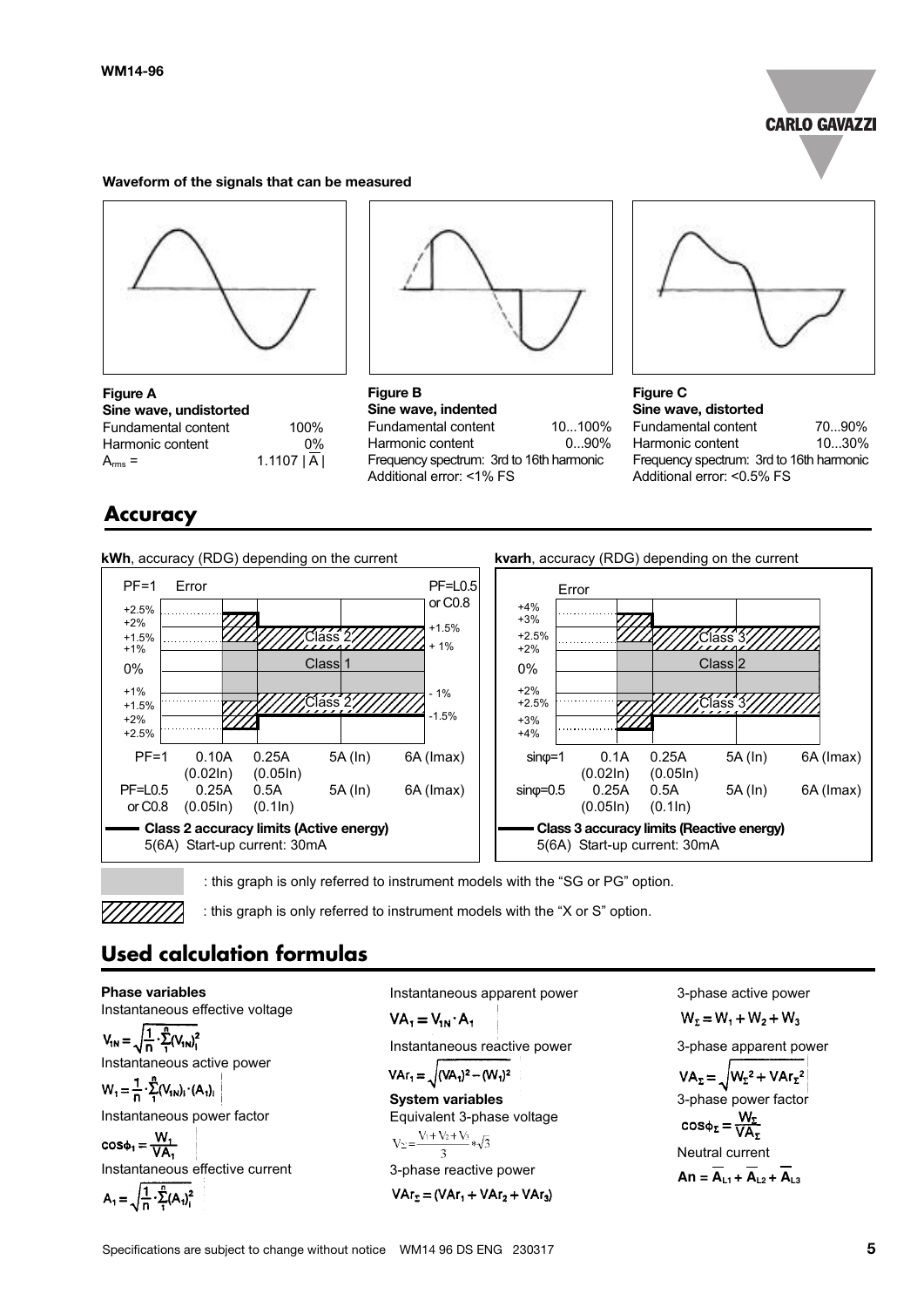**Waveform of the signals that can be measured**

**Figure A**
**Sine wave, undistorted**

| | |
|---|---|
| Fundamental content | 100% |
| Harmonic content | 0% |
| $A_{rms}$ = | 1.1107 $\lvert \overline{A} \rvert$ |

**Figure B**
**Sine wave, indented**

| | |
|---|---|
| Fundamental content | 10...100% |
| Harmonic content | 0...90% |

Frequency spectrum: 3rd to 16th harmonic
Additional error: <1% FS

**Figure C**
**Sine wave, distorted**

| | |
|---|---|
| Fundamental content | 70...90% |
| Harmonic content | 10...30% |

Frequency spectrum: 3rd to 16th harmonic
Additional error: <0.5% FS

## Accuracy

**kWh**, accuracy (RDG) depending on the current

| | | | | |
|---|---|---|---|---|
| PF=1 | 0.10A (0.02In) | 0.25A (0.05In) | 5A (In) | 6A (Imax) |
| PF=L0.5 or C0.8 | 0.25A (0.05In) | 0.5A (0.1In) | 5A (In) | 6A (Imax) |

Error: Class 1 / Class 2 (±2.5%, ±2%, ±1.5%, ±1% at PF=1; ±1.5%, ±1% at PF=L0.5 or C0.8)

**Class 2 accuracy limits (Active energy)**
5(6A) Start-up current: 30mA

**kvarh**, accuracy (RDG) depending on the current

| | | | | |
|---|---|---|---|---|
| sinφ=1 | 0.1A (0.02In) | 0.25A (0.05In) | 5A (In) | 6A (Imax) |
| sinφ=0.5 | 0.25A (0.05In) | 0.5A (0.1In) | 5A (In) | 6A (Imax) |

Error: Class 2 / Class 3 (±4%, ±3%, ±2.5%, ±2%)

**Class 3 accuracy limits (Reactive energy)**
5(6A) Start-up current: 30mA

Grey area: this graph is only referred to instrument models with the "SG or PG" option.

Hatched area: this graph is only referred to instrument models with the "X or S" option.

## Used calculation formulas

**Phase variables**

Instantaneous effective voltage

$$V_{1N} = \sqrt{\frac{1}{n} \cdot \sum_{1}^{n} (V_{1N})_i^2}$$

Instantaneous active power

$$W_1 = \frac{1}{n} \cdot \sum_{1}^{n} (V_{1N})_i \cdot (A_1)_i$$

Instantaneous power factor

$$\cos\phi_1 = \frac{W_1}{VA_1}$$

Instantaneous effective current

$$A_1 = \sqrt{\frac{1}{n} \cdot \sum_{1}^{n} (A_1)_i^2}$$

Instantaneous apparent power

$$VA_1 = V_{1N} \cdot A_1$$

Instantaneous reactive power

$$VAr_1 = \sqrt{(VA_1)^2 - (W_1)^2}$$

**System variables**

Equivalent 3-phase voltage

$$V_\Sigma = \frac{V_1 + V_2 + V_3}{3} * \sqrt{3}$$

3-phase reactive power

$$VAr_\Sigma = (VAr_1 + VAr_2 + VAr_3)$$

3-phase active power

$$W_\Sigma = W_1 + W_2 + W_3$$

3-phase apparent power

$$VA_\Sigma = \sqrt{W_\Sigma^2 + VAr_\Sigma^2}$$

3-phase power factor

$$\cos\phi_\Sigma = \frac{W_\Sigma}{VA_\Sigma}$$

Neutral current

$$An = \overline{A}_{L1} + \overline{A}_{L2} + \overline{A}_{L3}$$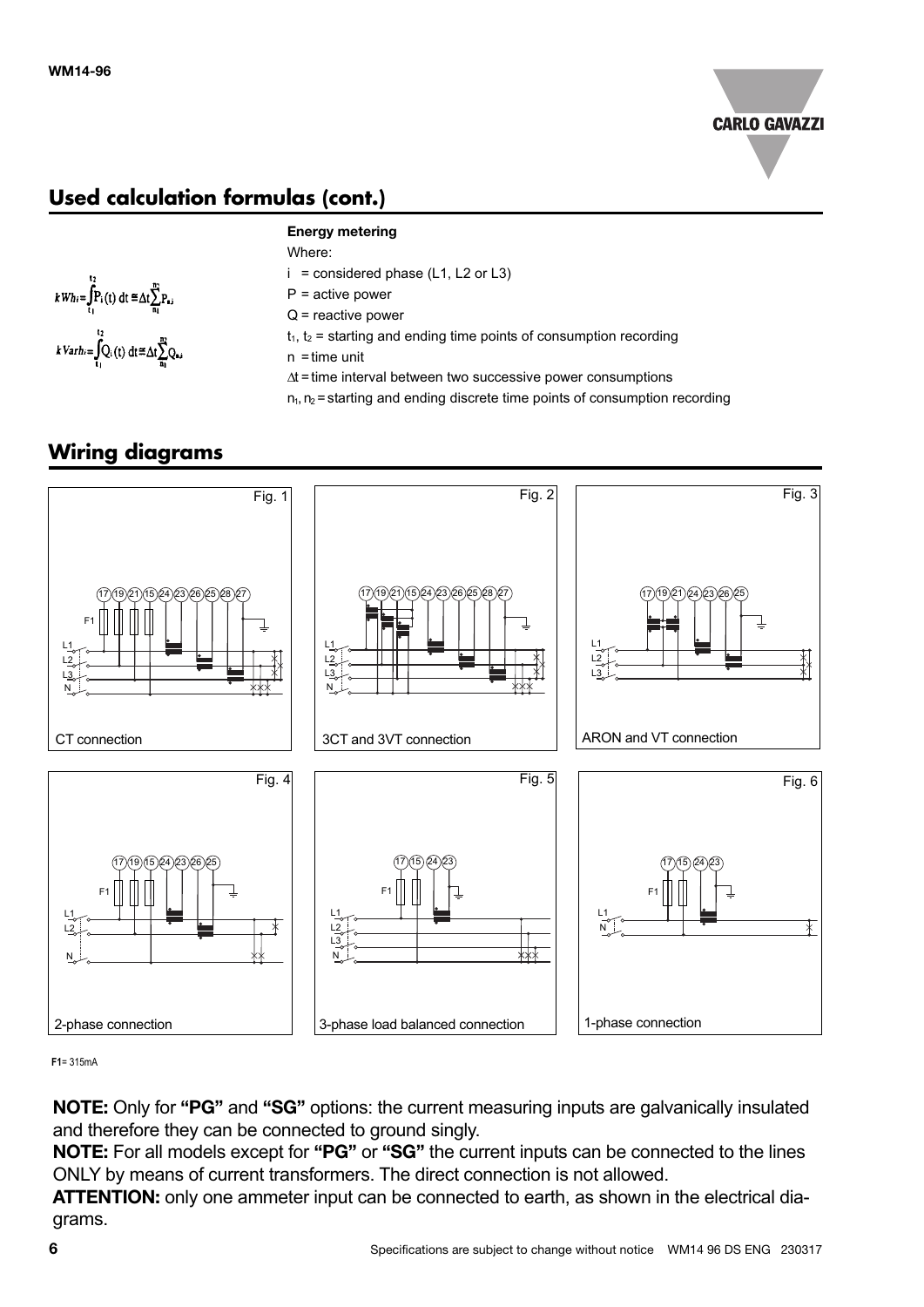## Used calculation formulas (cont.)

$$kWh_i = \int_{t_1}^{t_2} P_i(t)\,dt \cong \Delta t \sum_{n_1}^{n_2} P_{n,i}$$

$$kVarh_i = \int_{t_1}^{t_2} Q_i(t)\,dt \cong \Delta t \sum_{n_1}^{n_2} Q_{n,i}$$

**Energy metering**

Where:

- $i$ = considered phase (L1, L2 or L3)
- $P$ = active power
- $Q$ = reactive power
- $t_1$, $t_2$ = starting and ending time points of consumption recording
- $n$ = time unit
- $\Delta t$ = time interval between two successive power consumptions
- $n_1$, $n_2$ = starting and ending discrete time points of consumption recording

## Wiring diagrams

Fig. 1 – CT connection

Fig. 2 – 3CT and 3VT connection

Fig. 3 – ARON and VT connection

Fig. 4 – 2-phase connection

Fig. 5 – 3-phase load balanced connection

Fig. 6 – 1-phase connection

**F1**= 315mA

**NOTE:** Only for **"PG"** and **"SG"** options: the current measuring inputs are galvanically insulated and therefore they can be connected to ground singly.

**NOTE:** For all models except for **"PG"** or **"SG"** the current inputs can be connected to the lines ONLY by means of current transformers. The direct connection is not allowed.

**ATTENTION:** only one ammeter input can be connected to earth, as shown in the electrical diagrams.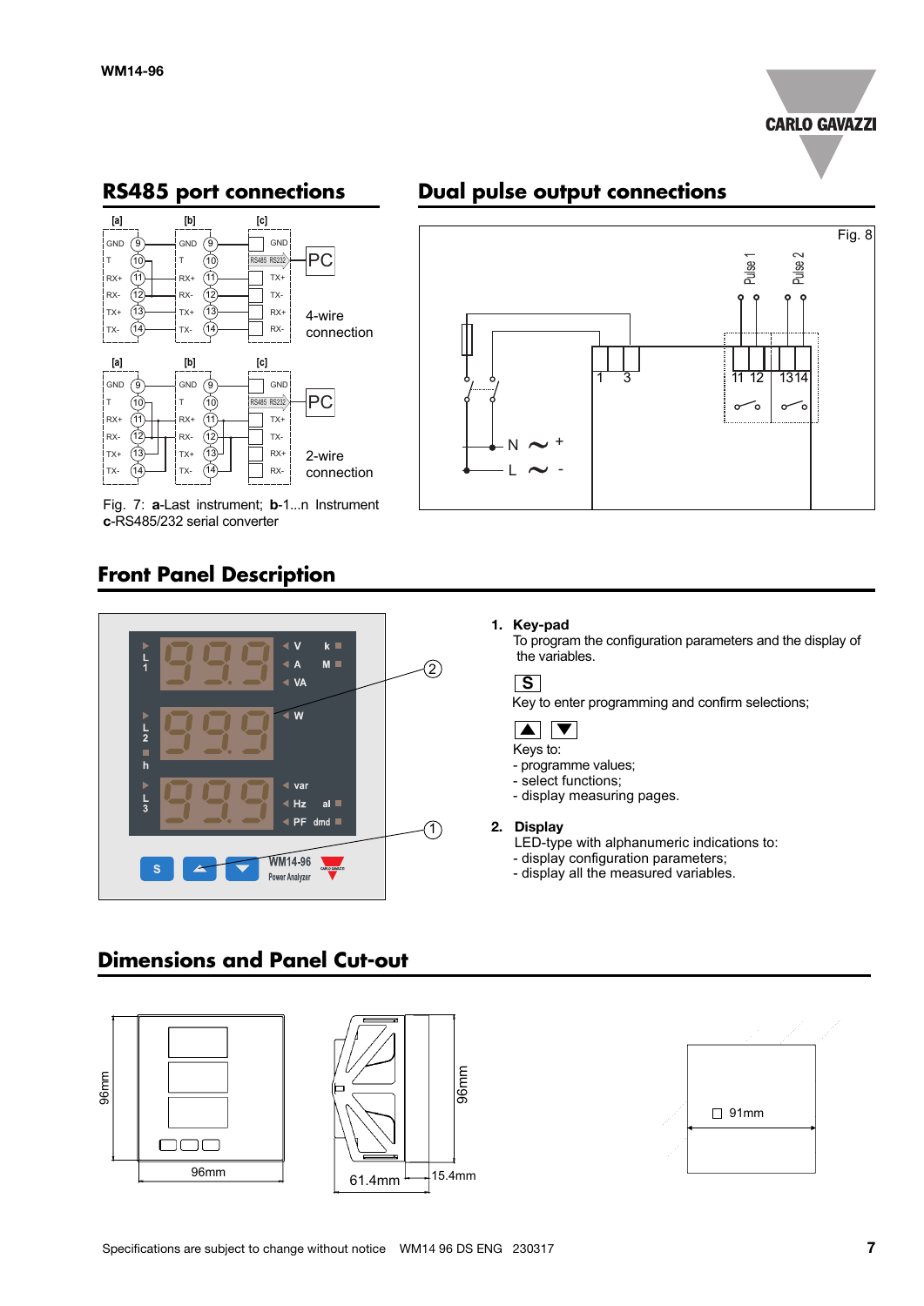## RS485 port connections

[a] [b] [c]

GND 9, T 10, RX+ 11, RX- 12, TX+ 13, TX- 14

GND, RS485 RS232, TX+, TX-, RX+, RX-

PC

4-wire connection

2-wire connection

Fig. 7: **a**-Last instrument; **b**-1...n Instrument **c**-RS485/232 serial converter

## Dual pulse output connections

Fig. 8

Pulse 1 Pulse 2

1 3 11 12 13 14

N ~ +

L ~ -

## Front Panel Description

1. **Key-pad**
   To program the configuration parameters and the display of the variables.

   S

   Key to enter programming and confirm selections;

   ▲ ▼

   Keys to:
   - programme values;
   - select functions;
   - display measuring pages.

2. **Display**
   LED-type with alphanumeric indications to:
   - display configuration parameters;
   - display all the measured variables.

## Dimensions and Panel Cut-out

96mm

96mm

61.4mm

15.4mm

96mm

□ 91mm